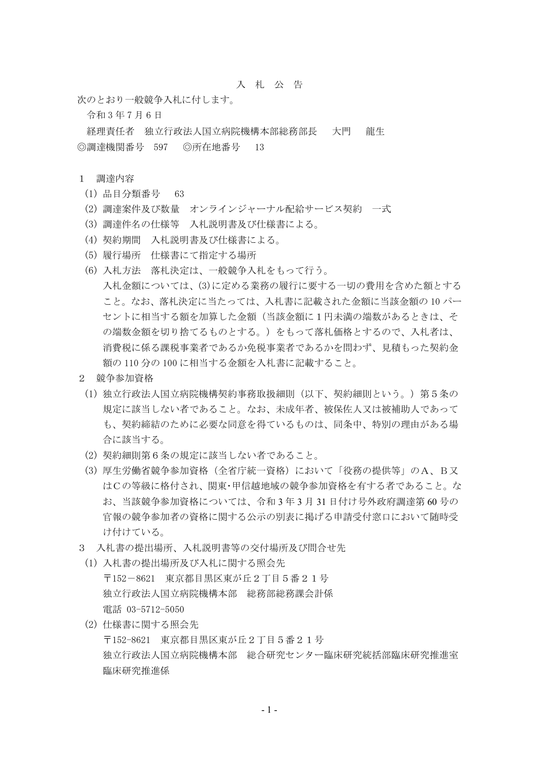# 入　札　公　告

次のとおり一般競争入札に付します。

令和３年７月６日

経理責任者　独立行政法人国立病院機構本部総務部長　　大門　　龍生

◎調達機関番号　597　　◎所在地番号　　13

１　調達内容

(1) 品目分類番号　　63

(2) 調達案件及び数量　オンラインジャーナル配給サービス契約　一式

(3) 調達件名の仕様等　入札説明書及び仕様書による。

(4) 契約期間　入札説明書及び仕様書による。

(5) 履行場所　仕様書にて指定する場所

(6) 入札方法　落札決定は、一般競争入札をもって行う。

入札金額については、(3)に定める業務の履行に要する一切の費用を含めた額とすること。なお、落札決定に当たっては、入札書に記載された金額に当該金額の 10 パーセントに相当する額を加算した金額（当該金額に１円未満の端数があるときは、その端数金額を切り捨てるものとする。）をもって落札価格とするので、入札者は、消費税に係る課税事業者であるか免税事業者であるかを問わず、見積もった契約金額の 110 分の 100 に相当する金額を入札書に記載すること。

２　競争参加資格

(1) 独立行政法人国立病院機構契約事務取扱細則（以下、契約細則という。）第５条の規定に該当しない者であること。なお、未成年者、被保佐人又は被補助人であっても、契約締結のために必要な同意を得ているものは、同条中、特別の理由がある場合に該当する。

(2) 契約細則第６条の規定に該当しない者であること。

(3) 厚生労働省競争参加資格（全省庁統一資格）において「役務の提供等」のＡ、Ｂ又はＣの等級に格付され、関東･甲信越地域の競争参加資格を有する者であること。なお、当該競争参加資格については、令和 3 年 3 月 31 日付け号外政府調達第 60 号の官報の競争参加者の資格に関する公示の別表に掲げる申請受付窓口において随時受け付けている。

３　入札書の提出場所、入札説明書等の交付場所及び問合せ先

(1) 入札書の提出場所及び入札に関する照会先

〒152－8621　東京都目黒区東が丘２丁目５番２１号

独立行政法人国立病院機構本部　総務部総務課会計係

電話 03-5712-5050

(2) 仕様書に関する照会先

〒152-8621　東京都目黒区東が丘２丁目５番２１号

独立行政法人国立病院機構本部　総合研究センター臨床研究統括部臨床研究推進室臨床研究推進係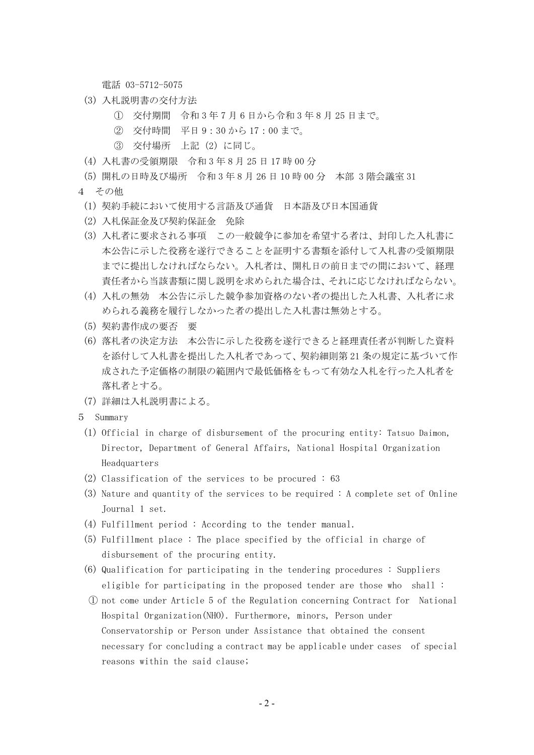電話 03-5712-5075

(3) 入札説明書の交付方法

① 交付期間　令和 3 年 7 月 6 日から令和 3 年 8 月 25 日まで。

② 交付時間　平日 9：30 から 17：00 まで。

③ 交付場所　上記（2）に同じ。

(4) 入札書の受領期限　令和 3 年 8 月 25 日 17 時 00 分

(5) 開札の日時及び場所　令和 3 年 8 月 26 日 10 時 00 分　本部 3 階会議室 31

4　その他

(1) 契約手続において使用する言語及び通貨　日本語及び日本国通貨

(2) 入札保証金及び契約保証金　免除

(3) 入札者に要求される事項　この一般競争に参加を希望する者は、封印した入札書に本公告に示した役務を遂行できることを証明する書類を添付して入札書の受領期限までに提出しなければならない。入札者は、開札日の前日までの間において、経理責任者から当該書類に関し説明を求められた場合は、それに応じなければならない。

(4) 入札の無効　本公告に示した競争参加資格のない者の提出した入札書、入札者に求められる義務を履行しなかった者の提出した入札書は無効とする。

(5) 契約書作成の要否　要

(6) 落札者の決定方法　本公告に示した役務を遂行できると経理責任者が判断した資料を添付して入札書を提出した入札者であって、契約細則第 21 条の規定に基づいて作成された予定価格の制限の範囲内で最低価格をもって有効な入札を行った入札者を落札者とする。

(7) 詳細は入札説明書による。

5　Summary

(1) Official in charge of disbursement of the procuring entity: Tatsuo Daimon, Director, Department of General Affairs, National Hospital Organization Headquarters

(2) Classification of the services to be procured : 63

(3) Nature and quantity of the services to be required : A complete set of Online Journal 1 set.

(4) Fulfillment period : According to the tender manual.

(5) Fulfillment place : The place specified by the official in charge of disbursement of the procuring entity.

(6) Qualification for participating in the tendering procedures : Suppliers eligible for participating in the proposed tender are those who shall :

① not come under Article 5 of the Regulation concerning Contract for National Hospital Organization(NHO). Furthermore, minors, Person under Conservatorship or Person under Assistance that obtained the consent necessary for concluding a contract may be applicable under cases of special reasons within the said clause;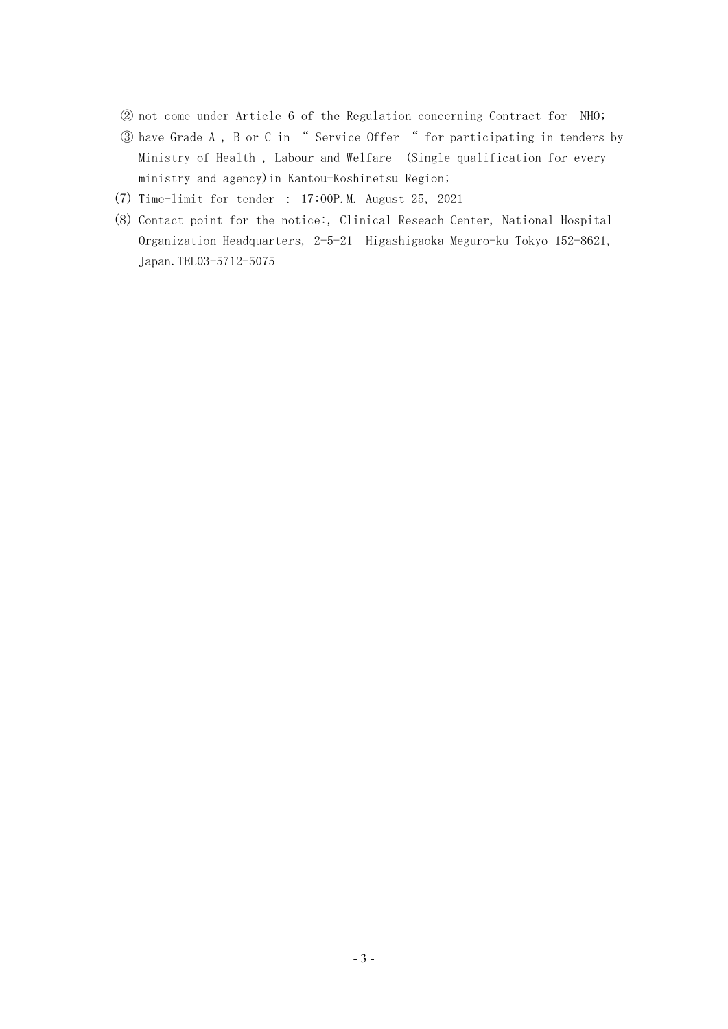② not come under Article 6 of the Regulation concerning Contract for  NHO;

③ have Grade A , B or C in  “ Service Offer  “ for participating in tenders by Ministry of Health , Labour and Welfare  (Single qualification for every ministry and agency)in Kantou-Koshinetsu Region;

(7) Time-limit for tender  :  17:00P.M. August 25, 2021

(8) Contact point for the notice:, Clinical Reseach Center, National Hospital Organization Headquarters, 2-5-21  Higashigaoka Meguro-ku Tokyo 152-8621, Japan.TEL03-5712-5075